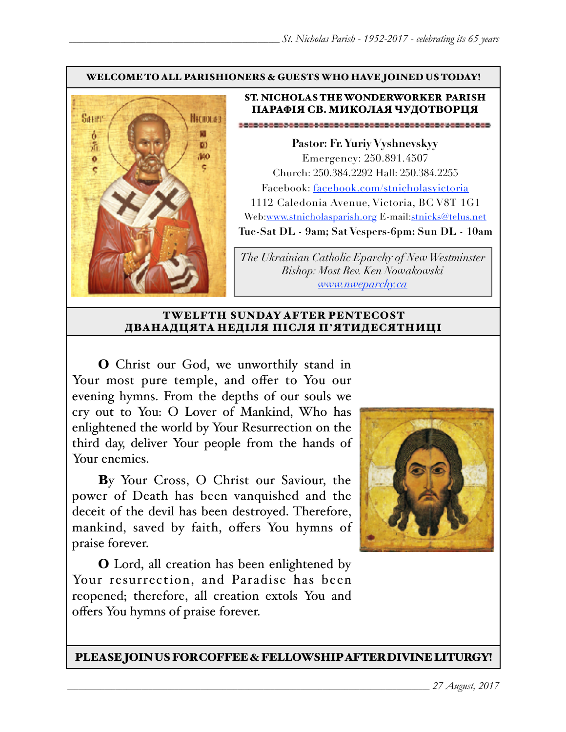**WELCOME TO ALL PARISHIONERS & GUESTS WHO HAVE JOINED US TODAY!**

## ST. NICHOLAS THE WONDERWORKER PARISH
## ПАРАФІЯ СВ. МИКОЛАЯ ЧУДОТВОРЦЯ

**Pastor: Fr. Yuriy Vyshnevskyy**
Emergency: 250.891.4507
Church: 250.384.2292 Hall: 250.384.2255
Facebook: [facebook.com/stnicholasvictoria](facebook.com/stnicholasvictoria)
1112 Caledonia Avenue, Victoria, BC V8T 1G1
Web: [www.stnicholasparish.org](www.stnicholasparish.org) E-mail: [stnicks@telus.net](mailto:stnicks@telus.net)
**Tue-Sat DL - 9am; Sat Vespers-6pm; Sun DL - 10am**

*The Ukrainian Catholic Eparchy of New Westminster*
*Bishop: Most Rev. Ken Nowakowski*
*[www.nweparchy.ca](www.nweparchy.ca)*

## TWELFTH SUNDAY AFTER PENTECOST
## ДВАНАДЦЯТА НЕДІЛЯ ПІСЛЯ П'ЯТИДЕСЯТНИЦІ

**O** Christ our God, we unworthily stand in Your most pure temple, and offer to You our evening hymns. From the depths of our souls we cry out to You: O Lover of Mankind, Who has enlightened the world by Your Resurrection on the third day, deliver Your people from the hands of Your enemies.

**B**y Your Cross, O Christ our Saviour, the power of Death has been vanquished and the deceit of the devil has been destroyed. Therefore, mankind, saved by faith, offers You hymns of praise forever.

**O** Lord, all creation has been enlightened by Your resurrection, and Paradise has been reopened; therefore, all creation extols You and offers You hymns of praise forever.

**PLEASE JOIN US FOR COFFEE & FELLOWSHIP AFTER DIVINE LITURGY!**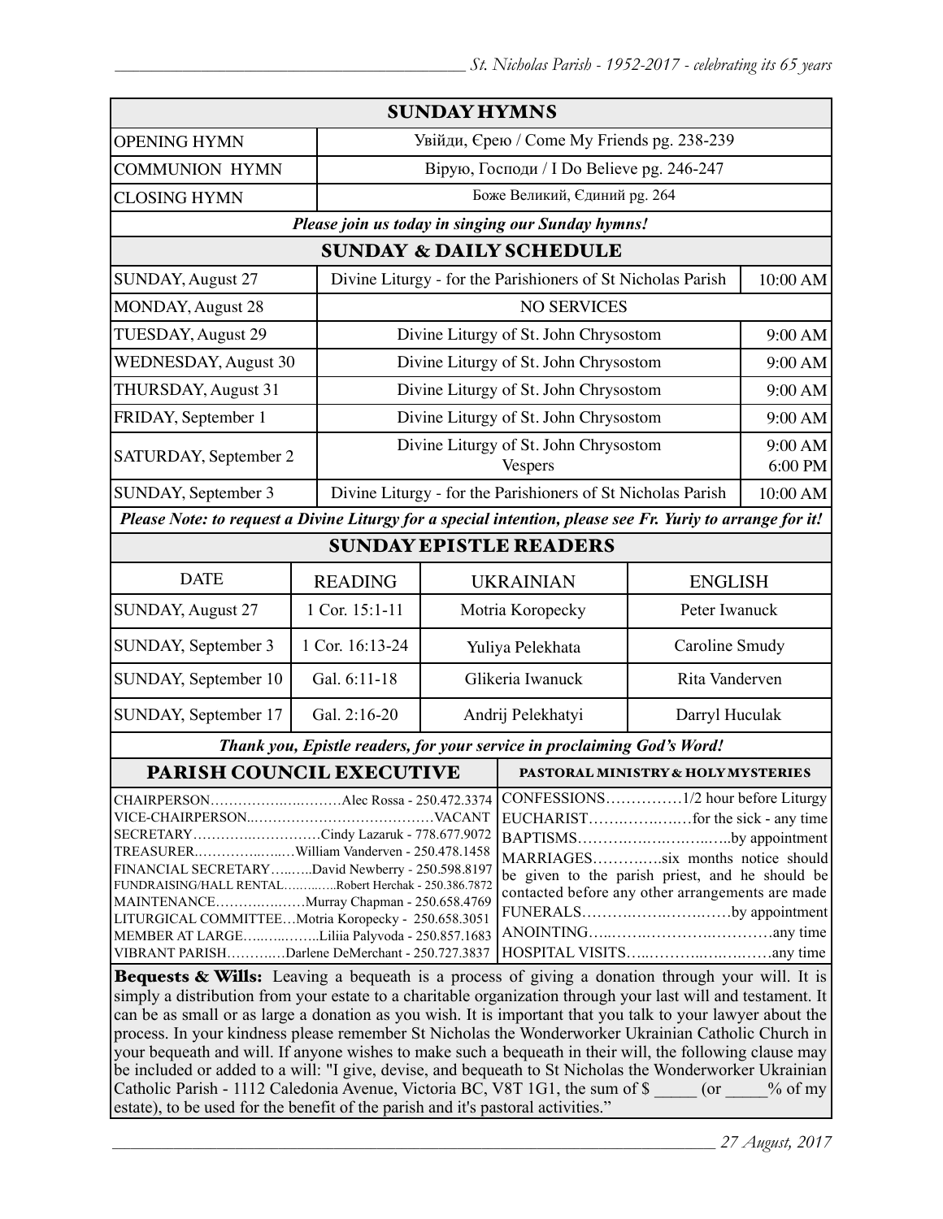## SUNDAY HYMNS

| | |
|---|---|
| OPENING HYMN | Увійди, Єрею / Come My Friends pg. 238-239 |
| COMMUNION HYMN | Вірую, Господи / I Do Believe pg. 246-247 |
| CLOSING HYMN | Боже Великий, Єдиний pg. 264 |

***Please join us today in singing our Sunday hymns!***

## SUNDAY & DAILY SCHEDULE

| | | |
|---|---|---|
| SUNDAY, August 27 | Divine Liturgy - for the Parishioners of St Nicholas Parish | 10:00 AM |
| MONDAY, August 28 | NO SERVICES | |
| TUESDAY, August 29 | Divine Liturgy of St. John Chrysostom | 9:00 AM |
| WEDNESDAY, August 30 | Divine Liturgy of St. John Chrysostom | 9:00 AM |
| THURSDAY, August 31 | Divine Liturgy of St. John Chrysostom | 9:00 AM |
| FRIDAY, September 1 | Divine Liturgy of St. John Chrysostom | 9:00 AM |
| SATURDAY, September 2 | Divine Liturgy of St. John Chrysostom<br>Vespers | 9:00 AM<br>6:00 PM |
| SUNDAY, September 3 | Divine Liturgy - for the Parishioners of St Nicholas Parish | 10:00 AM |

***Please Note: to request a Divine Liturgy for a special intention, please see Fr. Yuriy to arrange for it!***

## SUNDAY EPISTLE READERS

| DATE | READING | UKRAINIAN | ENGLISH |
|---|---|---|---|
| SUNDAY, August 27 | 1 Cor. 15:1-11 | Motria Koropecky | Peter Iwanuck |
| SUNDAY, September 3 | 1 Cor. 16:13-24 | Yuliya Pelekhata | Caroline Smudy |
| SUNDAY, September 10 | Gal. 6:11-18 | Glikeria Iwanuck | Rita Vanderven |
| SUNDAY, September 17 | Gal. 2:16-20 | Andrij Pelekhatyi | Darryl Huculak |

***Thank you, Epistle readers, for your service in proclaiming God's Word!***

## PARISH COUNCIL EXECUTIVE

CHAIRPERSON……………..………Alec Rossa - 250.472.3374
VICE-CHAIRPERSON..…………………………………VACANT
SECRETARY…………..……………Cindy Lazaruk - 778.677.9072
TREASURER.…………..…..…William Vanderven - 250.478.1458
FINANCIAL SECRETARY…..…..David Newberry - 250.598.8197
FUNDRAISING/HALL RENTAL…………Robert Herchak - 250.386.7872
MAINTENANCE……….………Murray Chapman - 250.658.4769
LITURGICAL COMMITTEE…Motria Koropecky - 250.658.3051
MEMBER AT LARGE…..…..……..Liliia Palyvoda - 250.857.1683
VIBRANT PARISH…………Darlene DeMerchant - 250.727.3837

## PASTORAL MINISTRY & HOLY MYSTERIES

CONFESSIONS……………1/2 hour before Liturgy
EUCHARIST……..…..….…for the sick - any time
BAPTISMS……….……….……..…..by appointment
MARRIAGES…………..six months notice should be given to the parish priest, and he should be contacted before any other arrangements are made
FUNERALS…………..……..…….…by appointment
ANOINTING…..……..………….…………any time
HOSPITAL VISITS…..……….….….……any time

**Bequests & Wills:** Leaving a bequeath is a process of giving a donation through your will. It is simply a distribution from your estate to a charitable organization through your last will and testament. It can be as small or as large a donation as you wish. It is important that you talk to your lawyer about the process. In your kindness please remember St Nicholas the Wonderworker Ukrainian Catholic Church in your bequeath and will. If anyone wishes to make such a bequeath in their will, the following clause may be included or added to a will: "I give, devise, and bequeath to St Nicholas the Wonderworker Ukrainian Catholic Parish - 1112 Caledonia Avenue, Victoria BC, V8T 1G1, the sum of $ _____ (or _____% of my estate), to be used for the benefit of the parish and it's pastoral activities."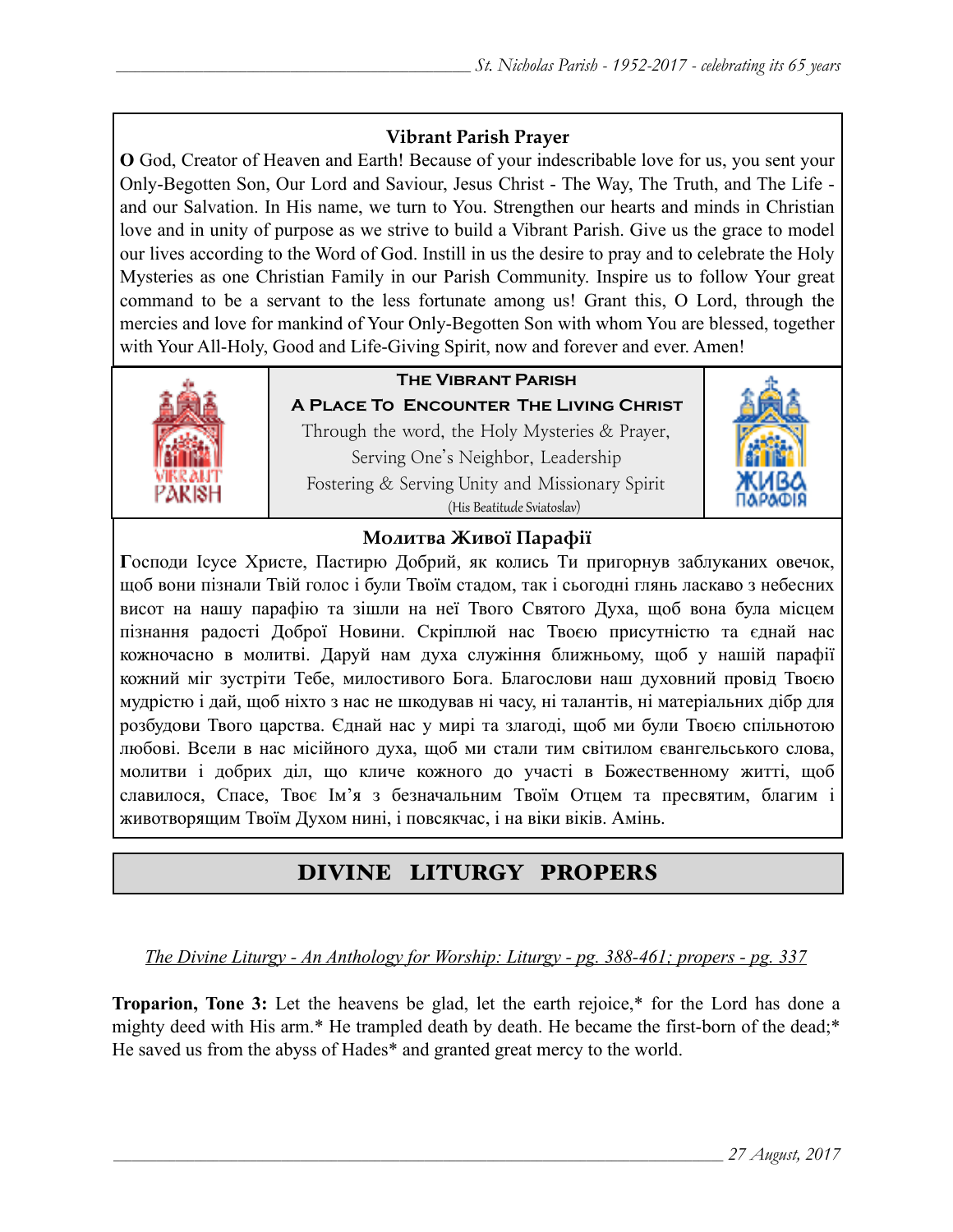### Vibrant Parish Prayer

**O** God, Creator of Heaven and Earth! Because of your indescribable love for us, you sent your Only-Begotten Son, Our Lord and Saviour, Jesus Christ - The Way, The Truth, and The Life - and our Salvation. In His name, we turn to You. Strengthen our hearts and minds in Christian love and in unity of purpose as we strive to build a Vibrant Parish. Give us the grace to model our lives according to the Word of God. Instill in us the desire to pray and to celebrate the Holy Mysteries as one Christian Family in our Parish Community. Inspire us to follow Your great command to be a servant to the less fortunate among us! Grant this, O Lord, through the mercies and love for mankind of Your Only-Begotten Son with whom You are blessed, together with Your All-Holy, Good and Life-Giving Spirit, now and forever and ever. Amen!

**The Vibrant Parish**

**A Place To Encounter The Living Christ**

Through the word, the Holy Mysteries & Prayer,
Serving One's Neighbor, Leadership
Fostering & Serving Unity and Missionary Spirit
(His Beatitude Sviatoslav)

### Молитва Живої Парафії

**Г**осподи Ісусе Христе, Пастирю Добрий, як колись Ти пригорнув заблуканих овечок, щоб вони пізнали Твій голос і були Твоїм стадом, так і сьогодні глянь ласкаво з небесних висот на нашу парафію та зішли на неї Твого Святого Духа, щоб вона була місцем пізнання радості Доброї Новини. Скріплюй нас Твоєю присутністю та єднай нас кожночасно в молитві. Даруй нам духа служіння ближньому, щоб у нашій парафії кожний міг зустріти Тебе, милостивого Бога. Благослови наш духовний провід Твоєю мудрістю і дай, щоб ніхто з нас не шкодував ні часу, ні талантів, ні матеріальних дібр для розбудови Твого царства. Єднай нас у мирі та злагоді, щоб ми були Твоєю спільнотою любові. Всели в нас місійного духа, щоб ми стали тим світилом євангельського слова, молитви і добрих діл, що кличе кожного до участі в Божественному житті, щоб славилося, Спасе, Твоє Ім'я з безначальним Твоїм Отцем та пресвятим, благим і животворящим Твоїм Духом нині, і повсякчас, і на віки віків. Амінь.

## DIVINE LITURGY PROPERS

*The Divine Liturgy - An Anthology for Worship: Liturgy - pg. 388-461; propers - pg. 337*

**Troparion, Tone 3:** Let the heavens be glad, let the earth rejoice,* for the Lord has done a mighty deed with His arm.* He trampled death by death. He became the first-born of the dead;* He saved us from the abyss of Hades* and granted great mercy to the world.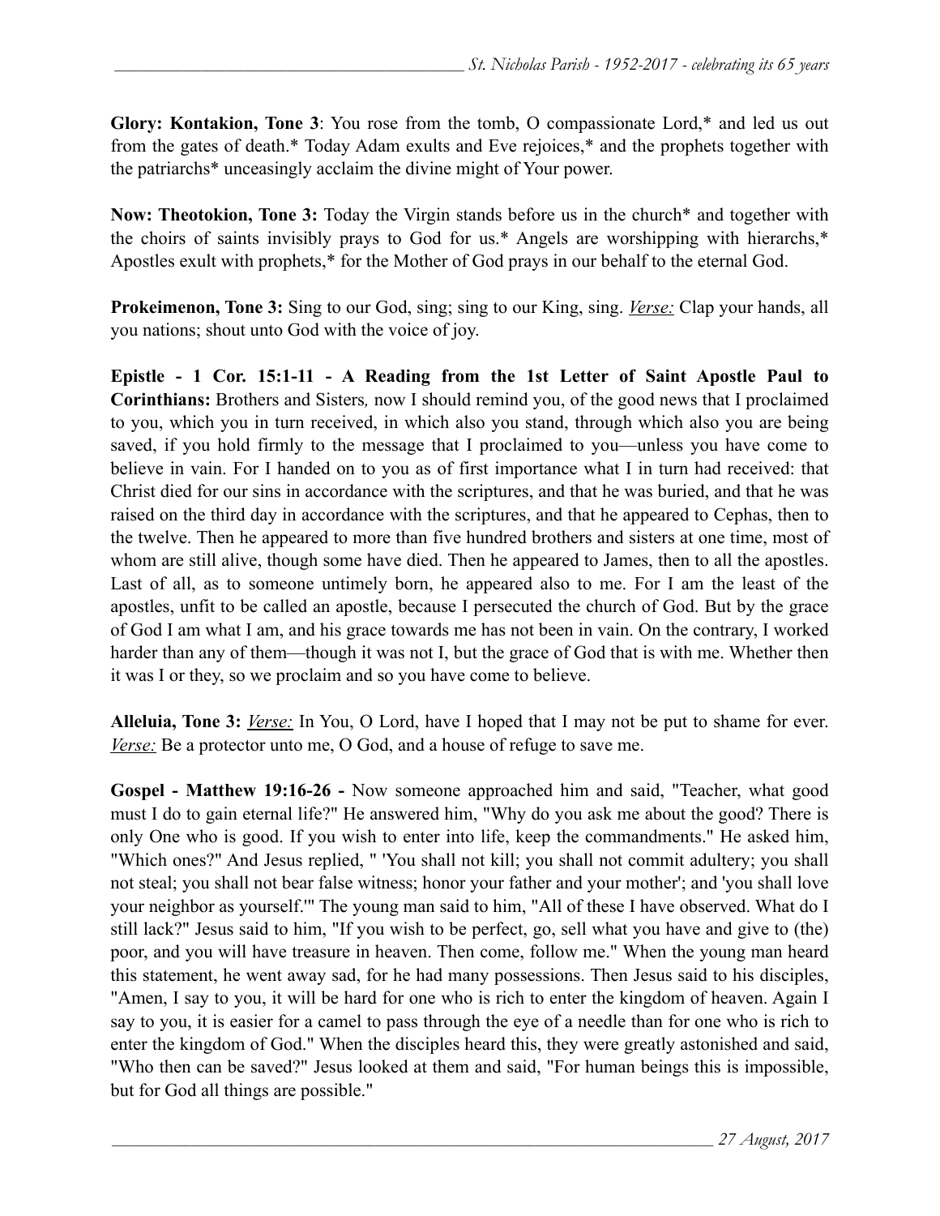**Glory: Kontakion, Tone 3**: You rose from the tomb, O compassionate Lord,* and led us out from the gates of death.* Today Adam exults and Eve rejoices,* and the prophets together with the patriarchs* unceasingly acclaim the divine might of Your power.

**Now: Theotokion, Tone 3:** Today the Virgin stands before us in the church* and together with the choirs of saints invisibly prays to God for us.* Angels are worshipping with hierarchs,* Apostles exult with prophets,* for the Mother of God prays in our behalf to the eternal God.

**Prokeimenon, Tone 3:** Sing to our God, sing; sing to our King, sing. *Verse:* Clap your hands, all you nations; shout unto God with the voice of joy.

**Epistle - 1 Cor. 15:1-11 - A Reading from the 1st Letter of Saint Apostle Paul to Corinthians:** Brothers and Sisters*,* now I should remind you, of the good news that I proclaimed to you, which you in turn received, in which also you stand, through which also you are being saved, if you hold firmly to the message that I proclaimed to you—unless you have come to believe in vain. For I handed on to you as of first importance what I in turn had received: that Christ died for our sins in accordance with the scriptures, and that he was buried, and that he was raised on the third day in accordance with the scriptures, and that he appeared to Cephas, then to the twelve. Then he appeared to more than five hundred brothers and sisters at one time, most of whom are still alive, though some have died. Then he appeared to James, then to all the apostles. Last of all, as to someone untimely born, he appeared also to me. For I am the least of the apostles, unfit to be called an apostle, because I persecuted the church of God. But by the grace of God I am what I am, and his grace towards me has not been in vain. On the contrary, I worked harder than any of them—though it was not I, but the grace of God that is with me. Whether then it was I or they, so we proclaim and so you have come to believe.

**Alleluia, Tone 3:** *Verse:* In You, O Lord, have I hoped that I may not be put to shame for ever. *Verse:* Be a protector unto me, O God, and a house of refuge to save me.

**Gospel - Matthew 19:16-26 -** Now someone approached him and said, "Teacher, what good must I do to gain eternal life?" He answered him, "Why do you ask me about the good? There is only One who is good. If you wish to enter into life, keep the commandments." He asked him, "Which ones?" And Jesus replied, " 'You shall not kill; you shall not commit adultery; you shall not steal; you shall not bear false witness; honor your father and your mother'; and 'you shall love your neighbor as yourself.'" The young man said to him, "All of these I have observed. What do I still lack?" Jesus said to him, "If you wish to be perfect, go, sell what you have and give to (the) poor, and you will have treasure in heaven. Then come, follow me." When the young man heard this statement, he went away sad, for he had many possessions. Then Jesus said to his disciples, "Amen, I say to you, it will be hard for one who is rich to enter the kingdom of heaven. Again I say to you, it is easier for a camel to pass through the eye of a needle than for one who is rich to enter the kingdom of God." When the disciples heard this, they were greatly astonished and said, "Who then can be saved?" Jesus looked at them and said, "For human beings this is impossible, but for God all things are possible."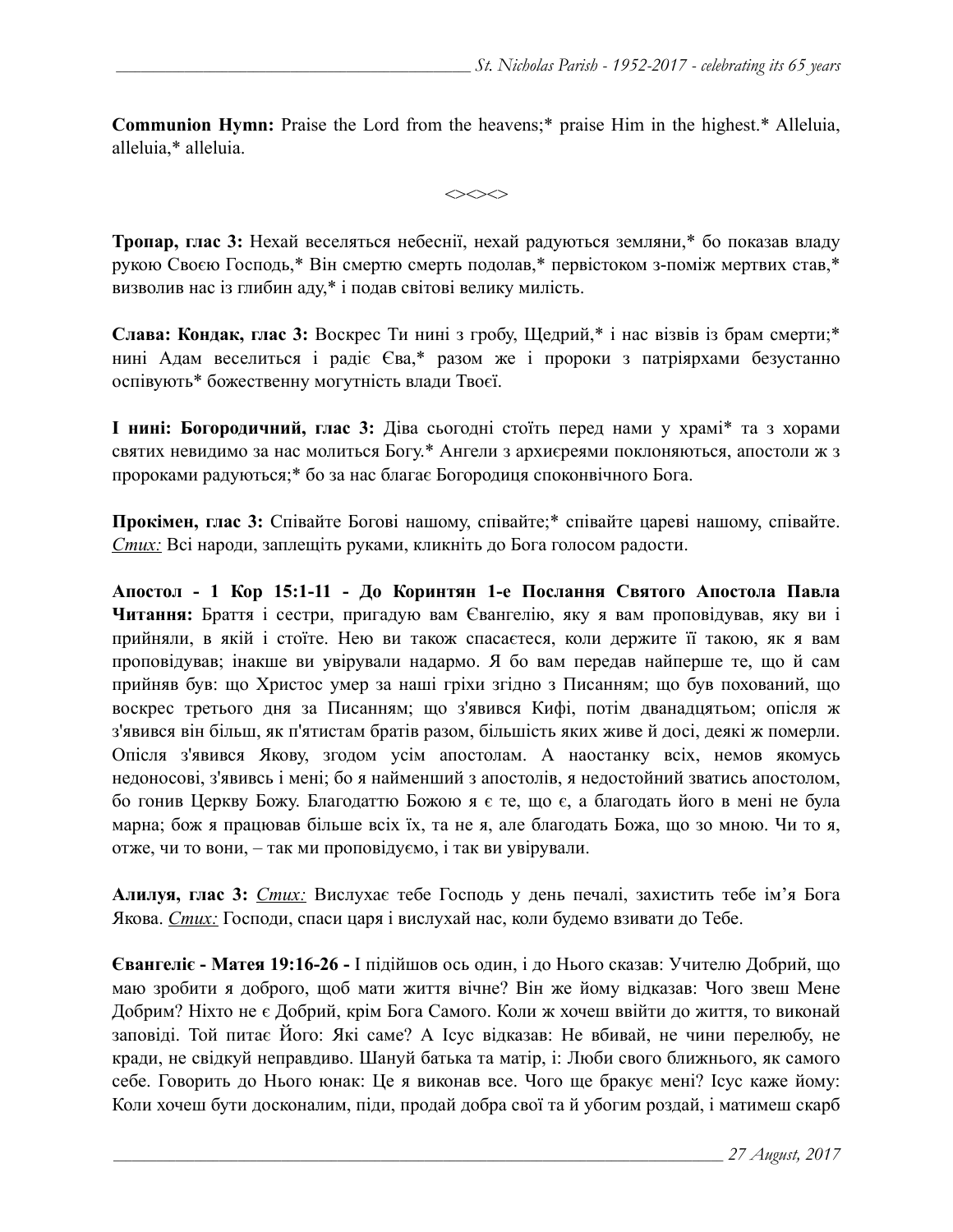**Communion Hymn:** Praise the Lord from the heavens;* praise Him in the highest.* Alleluia, alleluia,* alleluia.

<><><>

**Тропар, глас 3:** Нехай веселяться небеснії, нехай радуються земляни,* бо показав владу рукою Своєю Господь,* Він смертю смерть подолав,* первістоком з-поміж мертвих став,* визволив нас із глибин аду,* і подав світові велику милість.

**Слава: Кондак, глас 3:** Воскрес Ти нині з гробу, Щедрий,* і нас візвів із брам смерти;* нині Адам веселиться і радіє Єва,* разом же і пророки з патріярхами безустанно оспівують* божественну могутність влади Твоєї.

**І нині: Богородичний, глас 3:** Діва сьогодні стоїть перед нами у храмі* та з хорами святих невидимо за нас молиться Богу.* Ангели з архієреями поклоняються, апостоли ж з пророками радуються;* бо за нас благає Богородиця споконвічного Бога.

**Прокімен, глас 3:** Співайте Богові нашому, співайте;* співайте цареві нашому, співайте. *Стих:* Всі народи, заплещіть руками, кликніть до Бога голосом радости.

**Апостол - 1 Кор 15:1-11 - До Коринтян 1-е Послання Святого Апостола Павла Читання:** Браття і сестри, пригадую вам Євангелію, яку я вам проповідував, яку ви і прийняли, в якій і стоїте. Нею ви також спасаєтеся, коли держите її такою, як я вам проповідував; інакше ви увірували надармо. Я бо вам передав найперше те, що й сам прийняв був: що Христос умер за наші гріхи згідно з Писанням; що був похований, що воскрес третього дня за Писанням; що з'явився Кифі, потім дванадцятьом; опісля ж з'явився він більш, як п'ятистам братів разом, більшість яких живе й досі, деякі ж померли. Опісля з'явився Якову, згодом усім апостолам. А наостанку всіх, немов якомусь недоносові, з'явивсь і мені; бо я найменший з апостолів, я недостойний зватись апостолом, бо гонив Церкву Божу. Благодаттю Божою я є те, що є, а благодать його в мені не була марна; бож я працював більше всіх їх, та не я, але благодать Божа, що зо мною. Чи то я, отже, чи то вони, – так ми проповідуємо, і так ви увірували.

**Алилуя, глас 3:** *Стих:* Вислухає тебе Господь у день печалі, захистить тебе ім'я Бога Якова. *Стих:* Господи, спаси царя і вислухай нас, коли будемо взивати до Тебе.

**Євангеліє - Матея 19:16-26 -** І підійшов ось один, і до Нього сказав: Учителю Добрий, що маю зробити я доброго, щоб мати життя вічне? Він же йому відказав: Чого звеш Мене Добрим? Ніхто не є Добрий, крім Бога Самого. Коли ж хочеш ввійти до життя, то виконай заповіді. Той питає Його: Які саме? А Ісус відказав: Не вбивай, не чини перелюбу, не кради, не свідкуй неправдиво. Шануй батька та матір, і: Люби свого ближнього, як самого себе. Говорить до Нього юнак: Це я виконав все. Чого ще бракує мені? Ісус каже йому: Коли хочеш бути досконалим, піди, продай добра свої та й убогим роздай, і матимеш скарб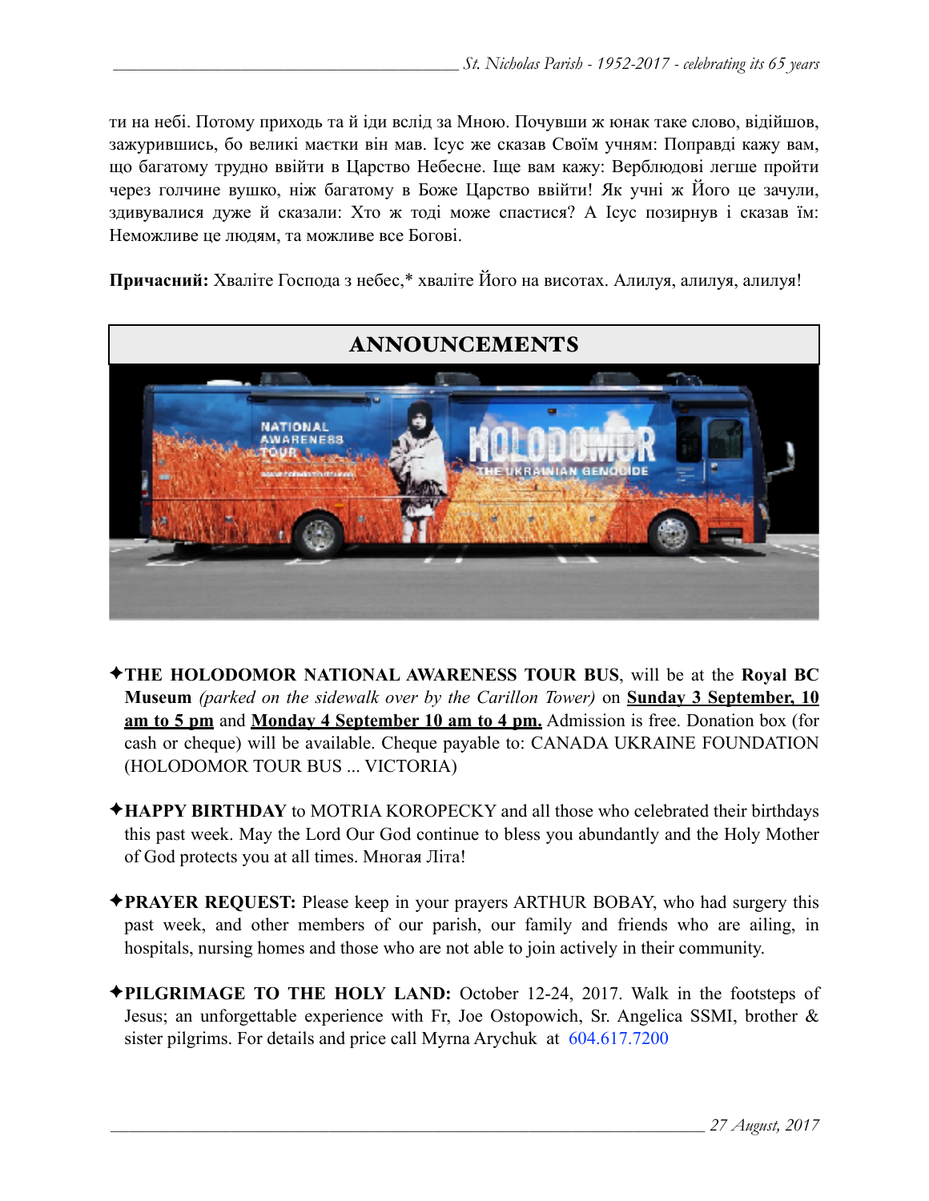ти на небі. Потому приходь та й іди вслід за Мною. Почувши ж юнак таке слово, відійшов, зажурившись, бо великі маєтки він мав. Ісус же сказав Своїм учням: Поправді кажу вам, що багатому трудно ввійти в Царство Небесне. Іще вам кажу: Верблюдові легше пройти через голчине вушко, ніж багатому в Боже Царство ввійти! Як учні ж Його це зачули, здивувалися дуже й сказали: Хто ж тоді може спастися? А Ісус позирнув і сказав їм: Неможливе це людям, та можливе все Богові.

**Причасний:** Хваліте Господа з небес,* хваліте Його на висотах. Алилуя, алилуя, алилуя!

## ANNOUNCEMENTS

✦**THE HOLODOMOR NATIONAL AWARENESS TOUR BUS**, will be at the **Royal BC Museum** *(parked on the sidewalk over by the Carillon Tower)* on **Sunday 3 September, 10 am to 5 pm** and **Monday 4 September 10 am to 4 pm.** Admission is free. Donation box (for cash or cheque) will be available. Cheque payable to: CANADA UKRAINE FOUNDATION (HOLODOMOR TOUR BUS ... VICTORIA)

✦**HAPPY BIRTHDAY** to MOTRIA KOROPECKY and all those who celebrated their birthdays this past week. May the Lord Our God continue to bless you abundantly and the Holy Mother of God protects you at all times. Многая Літа!

✦**PRAYER REQUEST:** Please keep in your prayers ARTHUR BOBAY, who had surgery this past week, and other members of our parish, our family and friends who are ailing, in hospitals, nursing homes and those who are not able to join actively in their community.

✦**PILGRIMAGE TO THE HOLY LAND:** October 12-24, 2017. Walk in the footsteps of Jesus; an unforgettable experience with Fr, Joe Ostopowich, Sr. Angelica SSMI, brother & sister pilgrims. For details and price call Myrna Arychuk at 604.617.7200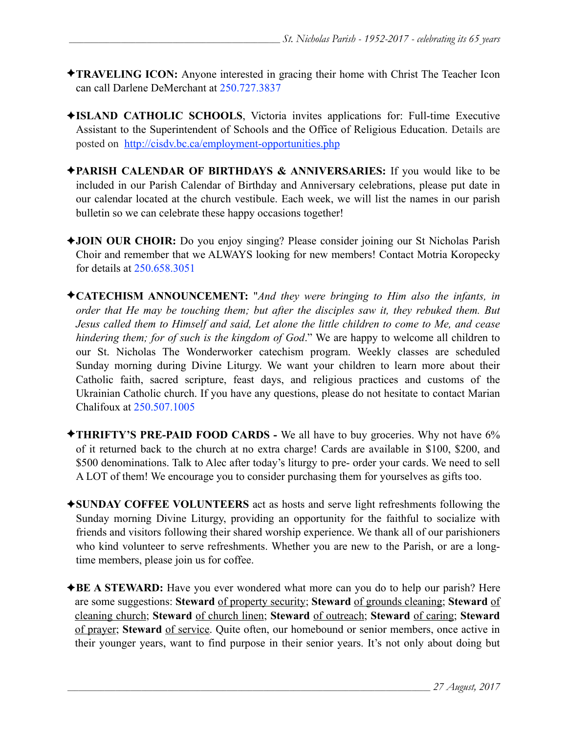✦**TRAVELING ICON:** Anyone interested in gracing their home with Christ The Teacher Icon can call Darlene DeMerchant at 250.727.3837

✦**ISLAND CATHOLIC SCHOOLS**, Victoria invites applications for: Full-time Executive Assistant to the Superintendent of Schools and the Office of Religious Education. Details are posted on [http://cisdv.bc.ca/employment-opportunities.php](http://cisdv.bc.ca/employment-opportunities.php)

✦**PARISH CALENDAR OF BIRTHDAYS & ANNIVERSARIES:** If you would like to be included in our Parish Calendar of Birthday and Anniversary celebrations, please put date in our calendar located at the church vestibule. Each week, we will list the names in our parish bulletin so we can celebrate these happy occasions together!

✦**JOIN OUR CHOIR:** Do you enjoy singing? Please consider joining our St Nicholas Parish Choir and remember that we ALWAYS looking for new members! Contact Motria Koropecky for details at 250.658.3051

✦**CATECHISM ANNOUNCEMENT:** "*And they were bringing to Him also the infants, in order that He may be touching them; but after the disciples saw it, they rebuked them. But Jesus called them to Himself and said, Let alone the little children to come to Me, and cease hindering them; for of such is the kingdom of God*." We are happy to welcome all children to our St. Nicholas The Wonderworker catechism program. Weekly classes are scheduled Sunday morning during Divine Liturgy. We want your children to learn more about their Catholic faith, sacred scripture, feast days, and religious practices and customs of the Ukrainian Catholic church. If you have any questions, please do not hesitate to contact Marian Chalifoux at 250.507.1005

✦**THRIFTY'S PRE-PAID FOOD CARDS -** We all have to buy groceries. Why not have 6% of it returned back to the church at no extra charge! Cards are available in $100, $200, and $500 denominations. Talk to Alec after today's liturgy to pre- order your cards. We need to sell A LOT of them! We encourage you to consider purchasing them for yourselves as gifts too.

✦**SUNDAY COFFEE VOLUNTEERS** act as hosts and serve light refreshments following the Sunday morning Divine Liturgy, providing an opportunity for the faithful to socialize with friends and visitors following their shared worship experience. We thank all of our parishioners who kind volunteer to serve refreshments. Whether you are new to the Parish, or are a long-time members, please join us for coffee.

✦**BE A STEWARD:** Have you ever wondered what more can you do to help our parish? Here are some suggestions: **Steward** of property security; **Steward** of grounds cleaning; **Steward** of cleaning church; **Steward** of church linen; **Steward** of outreach; **Steward** of caring; **Steward** of prayer; **Steward** of service. Quite often, our homebound or senior members, once active in their younger years, want to find purpose in their senior years. It's not only about doing but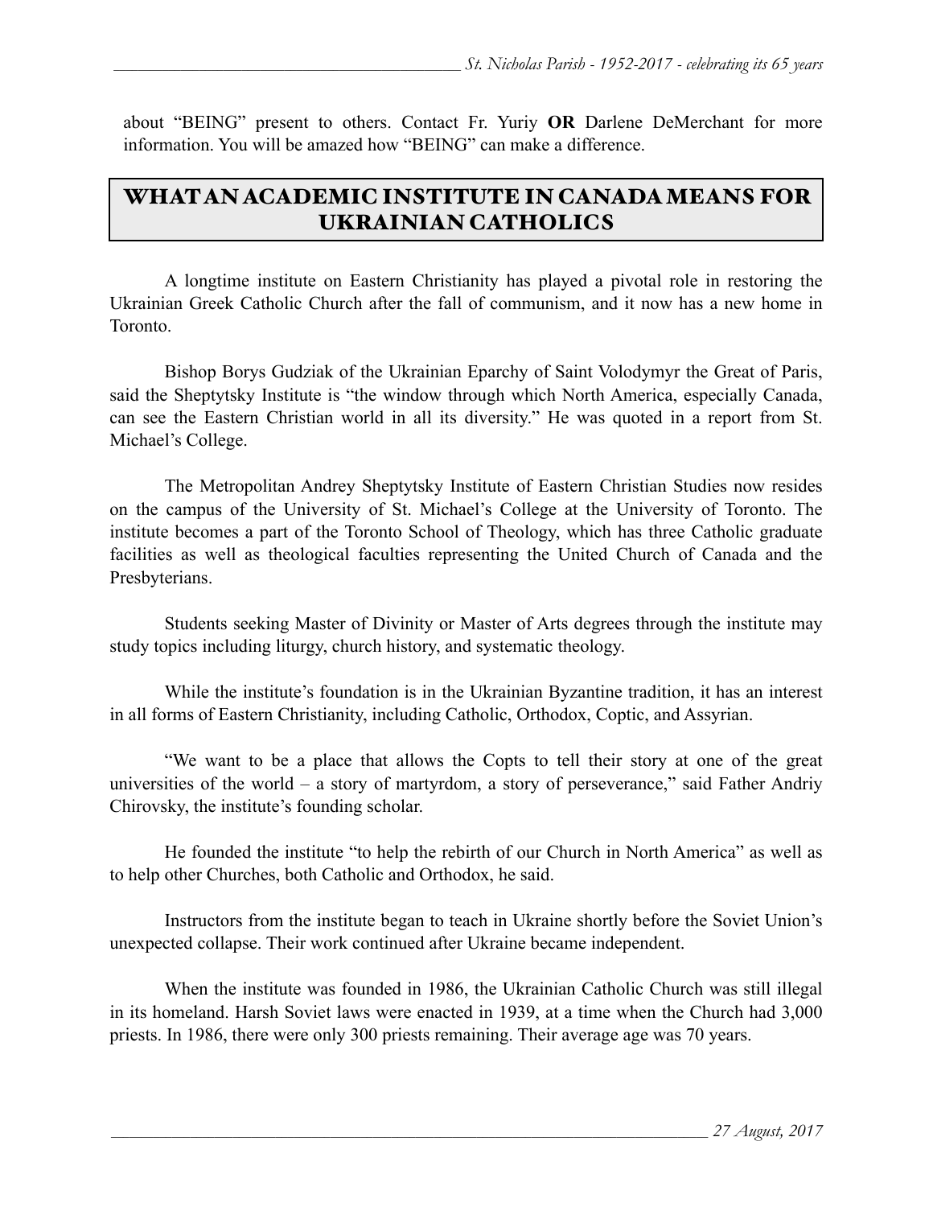about “BEING” present to others. Contact Fr. Yuriy **OR** Darlene DeMerchant for more information. You will be amazed how “BEING” can make a difference.

## WHAT AN ACADEMIC INSTITUTE IN CANADA MEANS FOR UKRAINIAN CATHOLICS

A longtime institute on Eastern Christianity has played a pivotal role in restoring the Ukrainian Greek Catholic Church after the fall of communism, and it now has a new home in Toronto.

Bishop Borys Gudziak of the Ukrainian Eparchy of Saint Volodymyr the Great of Paris, said the Sheptytsky Institute is “the window through which North America, especially Canada, can see the Eastern Christian world in all its diversity.” He was quoted in a report from St. Michael’s College.

The Metropolitan Andrey Sheptytsky Institute of Eastern Christian Studies now resides on the campus of the University of St. Michael’s College at the University of Toronto. The institute becomes a part of the Toronto School of Theology, which has three Catholic graduate facilities as well as theological faculties representing the United Church of Canada and the Presbyterians.

Students seeking Master of Divinity or Master of Arts degrees through the institute may study topics including liturgy, church history, and systematic theology.

While the institute’s foundation is in the Ukrainian Byzantine tradition, it has an interest in all forms of Eastern Christianity, including Catholic, Orthodox, Coptic, and Assyrian.

“We want to be a place that allows the Copts to tell their story at one of the great universities of the world – a story of martyrdom, a story of perseverance,” said Father Andriy Chirovsky, the institute’s founding scholar.

He founded the institute “to help the rebirth of our Church in North America” as well as to help other Churches, both Catholic and Orthodox, he said.

Instructors from the institute began to teach in Ukraine shortly before the Soviet Union’s unexpected collapse. Their work continued after Ukraine became independent.

When the institute was founded in 1986, the Ukrainian Catholic Church was still illegal in its homeland. Harsh Soviet laws were enacted in 1939, at a time when the Church had 3,000 priests. In 1986, there were only 300 priests remaining. Their average age was 70 years.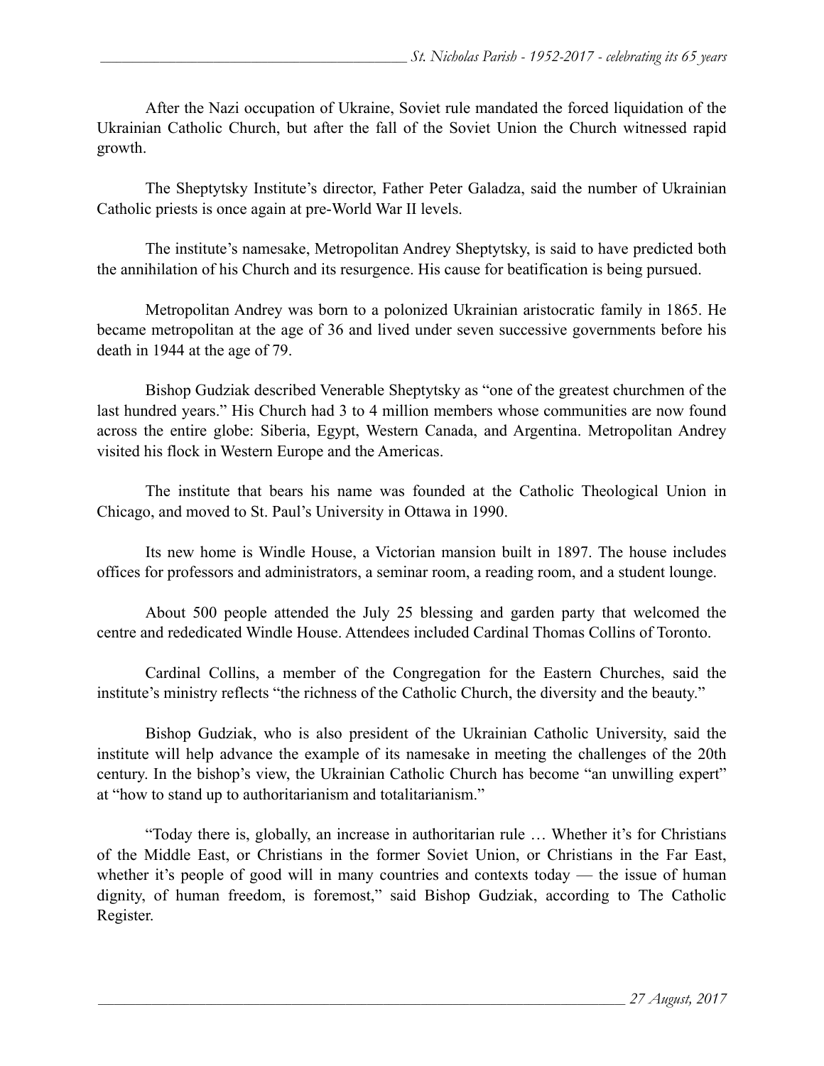After the Nazi occupation of Ukraine, Soviet rule mandated the forced liquidation of the Ukrainian Catholic Church, but after the fall of the Soviet Union the Church witnessed rapid growth.

The Sheptytsky Institute's director, Father Peter Galadza, said the number of Ukrainian Catholic priests is once again at pre-World War II levels.

The institute's namesake, Metropolitan Andrey Sheptytsky, is said to have predicted both the annihilation of his Church and its resurgence. His cause for beatification is being pursued.

Metropolitan Andrey was born to a polonized Ukrainian aristocratic family in 1865. He became metropolitan at the age of 36 and lived under seven successive governments before his death in 1944 at the age of 79.

Bishop Gudziak described Venerable Sheptytsky as "one of the greatest churchmen of the last hundred years." His Church had 3 to 4 million members whose communities are now found across the entire globe: Siberia, Egypt, Western Canada, and Argentina. Metropolitan Andrey visited his flock in Western Europe and the Americas.

The institute that bears his name was founded at the Catholic Theological Union in Chicago, and moved to St. Paul's University in Ottawa in 1990.

Its new home is Windle House, a Victorian mansion built in 1897. The house includes offices for professors and administrators, a seminar room, a reading room, and a student lounge.

About 500 people attended the July 25 blessing and garden party that welcomed the centre and rededicated Windle House. Attendees included Cardinal Thomas Collins of Toronto.

Cardinal Collins, a member of the Congregation for the Eastern Churches, said the institute's ministry reflects "the richness of the Catholic Church, the diversity and the beauty."

Bishop Gudziak, who is also president of the Ukrainian Catholic University, said the institute will help advance the example of its namesake in meeting the challenges of the 20th century. In the bishop's view, the Ukrainian Catholic Church has become "an unwilling expert" at "how to stand up to authoritarianism and totalitarianism."

"Today there is, globally, an increase in authoritarian rule … Whether it's for Christians of the Middle East, or Christians in the former Soviet Union, or Christians in the Far East, whether it's people of good will in many countries and contexts today — the issue of human dignity, of human freedom, is foremost," said Bishop Gudziak, according to The Catholic Register.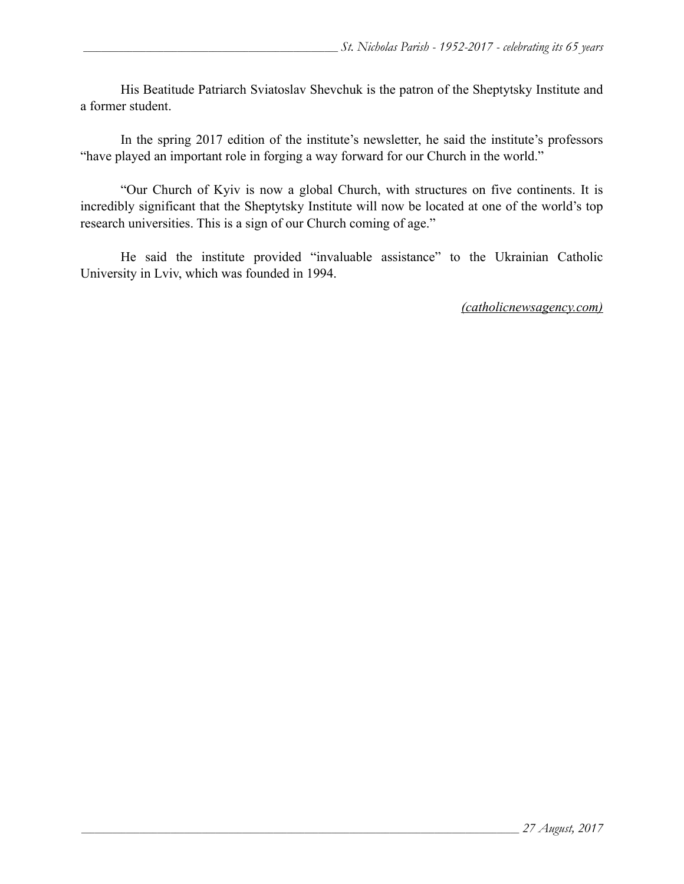His Beatitude Patriarch Sviatoslav Shevchuk is the patron of the Sheptytsky Institute and a former student.

In the spring 2017 edition of the institute's newsletter, he said the institute's professors "have played an important role in forging a way forward for our Church in the world."

"Our Church of Kyiv is now a global Church, with structures on five continents. It is incredibly significant that the Sheptytsky Institute will now be located at one of the world's top research universities. This is a sign of our Church coming of age."

He said the institute provided "invaluable assistance" to the Ukrainian Catholic University in Lviv, which was founded in 1994.

*(catholicnewsagency.com)*